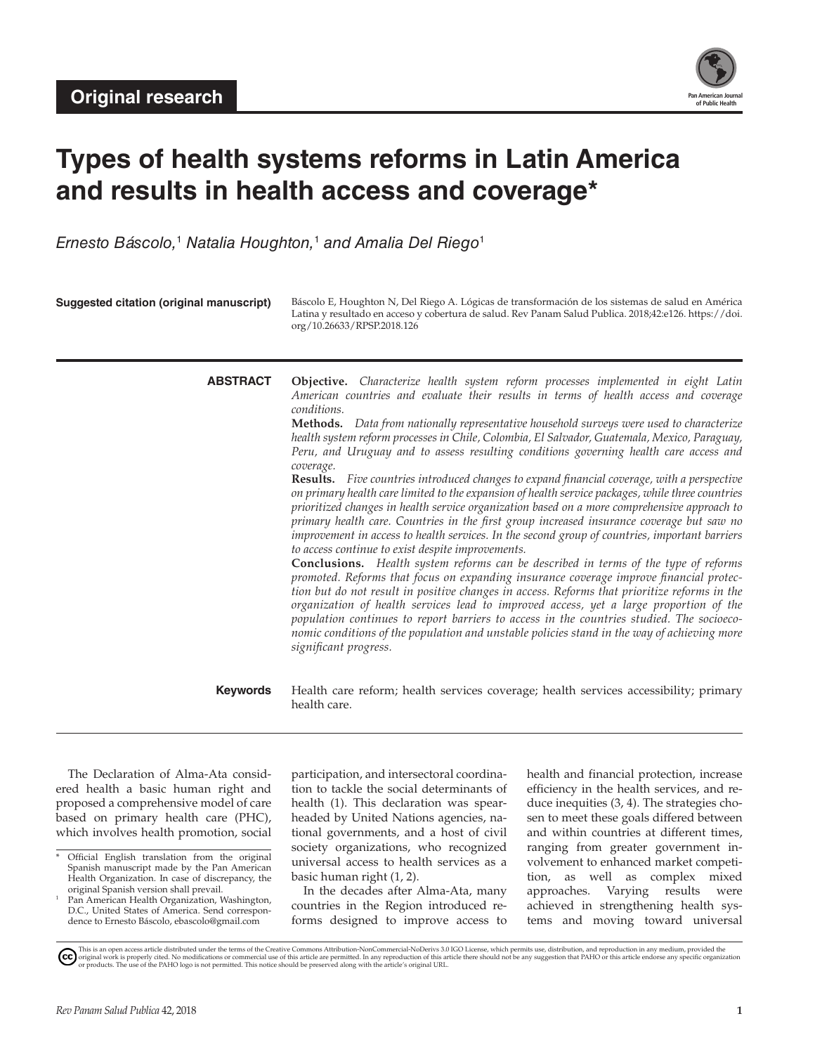**Original research**

# Types of health systems reforms in Latin America and results in health access and coverage*

*Ernesto Báscolo,*[1] *Natalia Houghton,*[1] *and Amalia Del Riego*[1]

**Suggested citation (original manuscript)** Báscolo E, Houghton N, Del Riego A. Lógicas de transformación de los sistemas de salud en América Latina y resultado en acceso y cobertura de salud. Rev Panam Salud Publica. 2018;42:e126. https://doi.org/10.26633/RPSP.2018.126

**ABSTRACT**

**Objective.** *Characterize health system reform processes implemented in eight Latin American countries and evaluate their results in terms of health access and coverage conditions.*

**Methods.** *Data from nationally representative household surveys were used to characterize health system reform processes in Chile, Colombia, El Salvador, Guatemala, Mexico, Paraguay, Peru, and Uruguay and to assess resulting conditions governing health care access and coverage.*

**Results.** *Five countries introduced changes to expand financial coverage, with a perspective on primary health care limited to the expansion of health service packages, while three countries prioritized changes in health service organization based on a more comprehensive approach to primary health care. Countries in the first group increased insurance coverage but saw no improvement in access to health services. In the second group of countries, important barriers to access continue to exist despite improvements.*

**Conclusions.** *Health system reforms can be described in terms of the type of reforms promoted. Reforms that focus on expanding insurance coverage improve financial protection but do not result in positive changes in access. Reforms that prioritize reforms in the organization of health services lead to improved access, yet a large proportion of the population continues to report barriers to access in the countries studied. The socioeconomic conditions of the population and unstable policies stand in the way of achieving more significant progress.*

**Keywords** Health care reform; health services coverage; health services accessibility; primary health care.

The Declaration of Alma-Ata considered health a basic human right and proposed a comprehensive model of care based on primary health care (PHC), which involves health promotion, social participation, and intersectoral coordination to tackle the social determinants of health (1). This declaration was spearheaded by United Nations agencies, national governments, and a host of civil society organizations, who recognized universal access to health services as a basic human right (1, 2).

In the decades after Alma-Ata, many countries in the Region introduced reforms designed to improve access to health and financial protection, increase efficiency in the health services, and reduce inequities (3, 4). The strategies chosen to meet these goals differed between and within countries at different times, ranging from greater government involvement to enhanced market competition, as well as complex mixed approaches. Varying results were achieved in strengthening health systems and moving toward universal

\* Official English translation from the original Spanish manuscript made by the Pan American Health Organization. In case of discrepancy, the original Spanish version shall prevail.

[1] Pan American Health Organization, Washington, D.C., United States of America. Send correspondence to Ernesto Báscolo, ebascolo@gmail.com

This is an open access article distributed under the terms of the Creative Commons Attribution-NonCommercial-NoDerivs 3.0 IGO License, which permits use, distribution, and reproduction in any medium, provided the original work is properly cited. No modifications or commercial use of this article are permitted. In any reproduction of this article there should not be any suggestion that PAHO or this article endorse any specific organization or products. The use of the PAHO logo is not permitted. This notice should be preserved along with the article's original URL.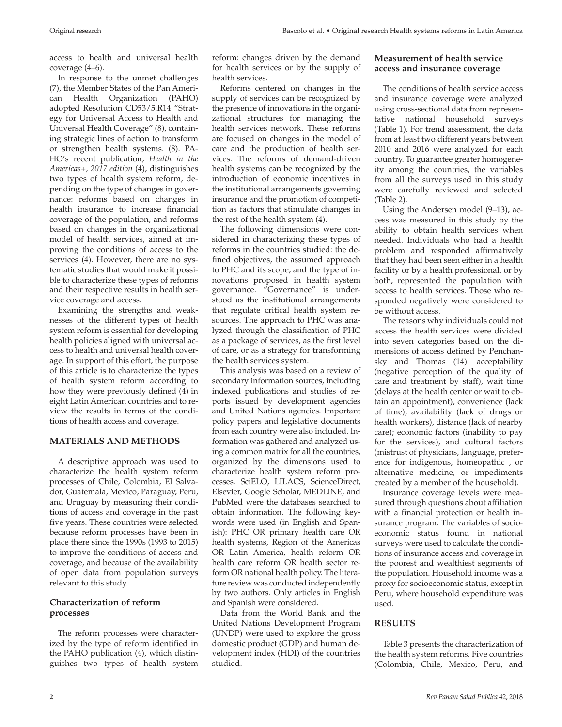access to health and universal health coverage (4–6).

In response to the unmet challenges (7), the Member States of the Pan American Health Organization (PAHO) adopted Resolution CD53/5.R14 "Strategy for Universal Access to Health and Universal Health Coverage" (8), containing strategic lines of action to transform or strengthen health systems. (8). PAHO's recent publication, *Health in the Americas+, 2017 edition* (4), distinguishes two types of health system reform, depending on the type of changes in governance: reforms based on changes in health insurance to increase financial coverage of the population, and reforms based on changes in the organizational model of health services, aimed at improving the conditions of access to the services (4). However, there are no systematic studies that would make it possible to characterize these types of reforms and their respective results in health service coverage and access.

Examining the strengths and weaknesses of the different types of health system reform is essential for developing health policies aligned with universal access to health and universal health coverage. In support of this effort, the purpose of this article is to characterize the types of health system reform according to how they were previously defined (4) in eight Latin American countries and to review the results in terms of the conditions of health access and coverage.

## MATERIALS AND METHODS

A descriptive approach was used to characterize the health system reform processes of Chile, Colombia, El Salvador, Guatemala, Mexico, Paraguay, Peru, and Uruguay by measuring their conditions of access and coverage in the past five years. These countries were selected because reform processes have been in place there since the 1990s (1993 to 2015) to improve the conditions of access and coverage, and because of the availability of open data from population surveys relevant to this study.

### Characterization of reform processes

The reform processes were characterized by the type of reform identified in the PAHO publication (4), which distinguishes two types of health system reform: changes driven by the demand for health services or by the supply of health services.

Reforms centered on changes in the supply of services can be recognized by the presence of innovations in the organizational structures for managing the health services network. These reforms are focused on changes in the model of care and the production of health services. The reforms of demand-driven health systems can be recognized by the introduction of economic incentives in the institutional arrangements governing insurance and the promotion of competition as factors that stimulate changes in the rest of the health system (4).

The following dimensions were considered in characterizing these types of reforms in the countries studied: the defined objectives, the assumed approach to PHC and its scope, and the type of innovations proposed in health system governance. "Governance" is understood as the institutional arrangements that regulate critical health system resources. The approach to PHC was analyzed through the classification of PHC as a package of services, as the first level of care, or as a strategy for transforming the health services system.

This analysis was based on a review of secondary information sources, including indexed publications and studies of reports issued by development agencies and United Nations agencies. Important policy papers and legislative documents from each country were also included. Information was gathered and analyzed using a common matrix for all the countries, organized by the dimensions used to characterize health system reform processes. SciELO, LILACS, ScienceDirect, Elsevier, Google Scholar, MEDLINE, and PubMed were the databases searched to obtain information. The following keywords were used (in English and Spanish): PHC OR primary health care OR health systems, Region of the Americas OR Latin America, health reform OR health care reform OR health sector reform OR national health policy. The literature review was conducted independently by two authors. Only articles in English and Spanish were considered.

Data from the World Bank and the United Nations Development Program (UNDP) were used to explore the gross domestic product (GDP) and human development index (HDI) of the countries studied.

### Measurement of health service access and insurance coverage

The conditions of health service access and insurance coverage were analyzed using cross-sectional data from representative national household surveys (Table 1). For trend assessment, the data from at least two different years between 2010 and 2016 were analyzed for each country. To guarantee greater homogeneity among the countries, the variables from all the surveys used in this study were carefully reviewed and selected (Table 2).

Using the Andersen model (9–13), access was measured in this study by the ability to obtain health services when needed. Individuals who had a health problem and responded affirmatively that they had been seen either in a health facility or by a health professional, or by both, represented the population with access to health services. Those who responded negatively were considered to be without access.

The reasons why individuals could not access the health services were divided into seven categories based on the dimensions of access defined by Penchansky and Thomas (14): acceptability (negative perception of the quality of care and treatment by staff), wait time (delays at the health center or wait to obtain an appointment), convenience (lack of time), availability (lack of drugs or health workers), distance (lack of nearby care); economic factors (inability to pay for the services), and cultural factors (mistrust of physicians, language, preference for indigenous, homeopathic , or alternative medicine, or impediments created by a member of the household).

Insurance coverage levels were measured through questions about affiliation with a financial protection or health insurance program. The variables of socioeconomic status found in national surveys were used to calculate the conditions of insurance access and coverage in the poorest and wealthiest segments of the population. Household income was a proxy for socioeconomic status, except in Peru, where household expenditure was used.

## RESULTS

Table 3 presents the characterization of the health system reforms. Five countries (Colombia, Chile, Mexico, Peru, and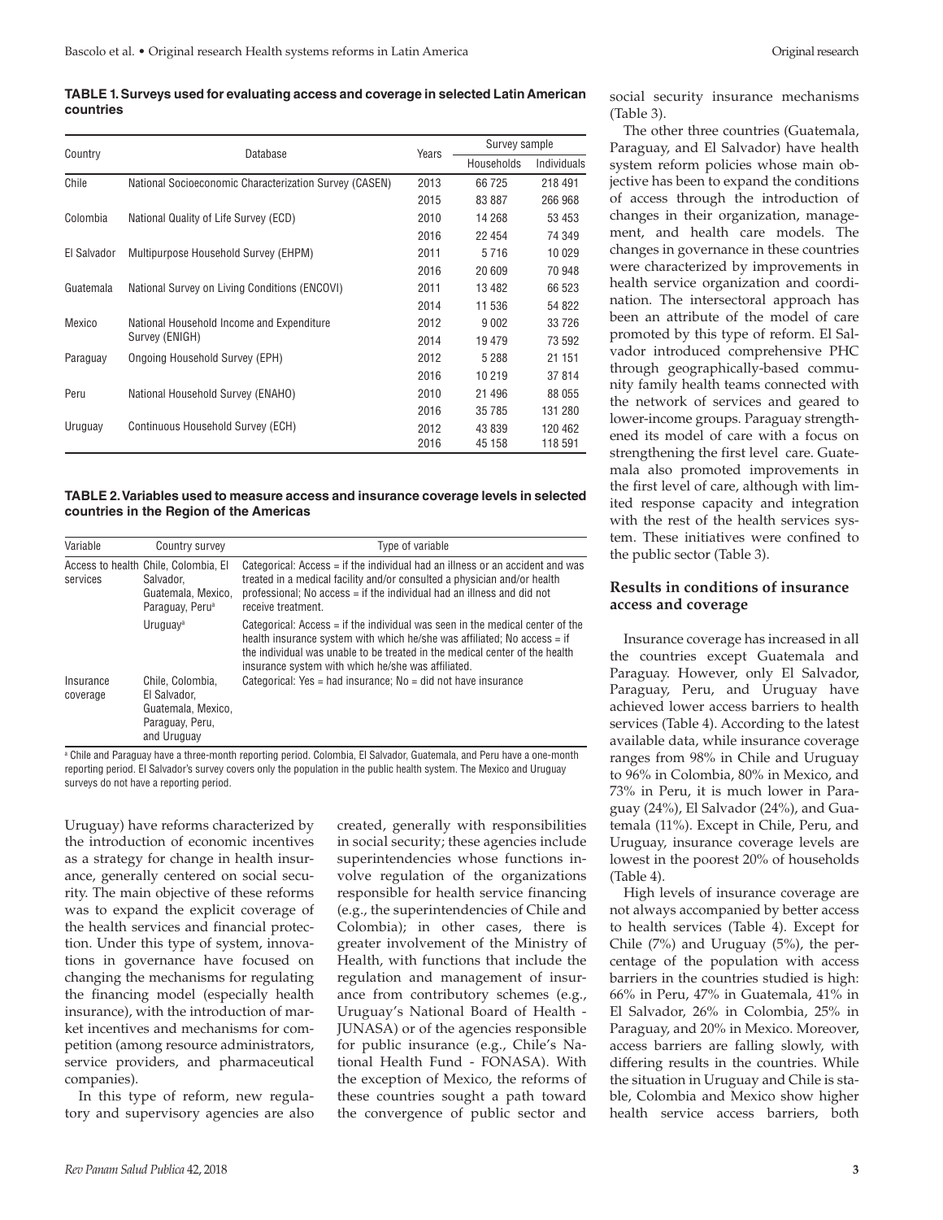**TABLE 1. Surveys used for evaluating access and coverage in selected Latin American countries**

| Country | Database | Years | Survey sample | |
|---|---|---|---|---|
| | | | Households | Individuals |
| Chile | National Socioeconomic Characterization Survey (CASEN) | 2013 | 66 725 | 218 491 |
| | | 2015 | 83 887 | 266 968 |
| Colombia | National Quality of Life Survey (ECD) | 2010 | 14 268 | 53 453 |
| | | 2016 | 22 454 | 74 349 |
| El Salvador | Multipurpose Household Survey (EHPM) | 2011 | 5 716 | 10 029 |
| | | 2016 | 20 609 | 70 948 |
| Guatemala | National Survey on Living Conditions (ENCOVI) | 2011 | 13 482 | 66 523 |
| | | 2014 | 11 536 | 54 822 |
| Mexico | National Household Income and Expenditure Survey (ENIGH) | 2012 | 9 002 | 33 726 |
| | | 2014 | 19 479 | 73 592 |
| Paraguay | Ongoing Household Survey (EPH) | 2012 | 5 288 | 21 151 |
| | | 2016 | 10 219 | 37 814 |
| Peru | National Household Survey (ENAHO) | 2010 | 21 496 | 88 055 |
| | | 2016 | 35 785 | 131 280 |
| Uruguay | Continuous Household Survey (ECH) | 2012 | 43 839 | 120 462 |
| | | 2016 | 45 158 | 118 591 |

**TABLE 2. Variables used to measure access and insurance coverage levels in selected countries in the Region of the Americas**

| Variable | Country survey | Type of variable |
|---|---|---|
| Access to health services | Chile, Colombia, El Salvador, Guatemala, Mexico, Paraguay, Peru[a] | Categorical: Access = if the individual had an illness or an accident and was treated in a medical facility and/or consulted a physician and/or health professional; No access = if the individual had an illness and did not receive treatment. |
| | Uruguay[a] | Categorical: Access = if the individual was seen in the medical center of the health insurance system with which he/she was affiliated; No access = if the individual was unable to be treated in the medical center of the health insurance system with which he/she was affiliated. |
| Insurance coverage | Chile, Colombia, El Salvador, Guatemala, Mexico, Paraguay, Peru, and Uruguay | Categorical: Yes = had insurance; No = did not have insurance |

[a] Chile and Paraguay have a three-month reporting period. Colombia, El Salvador, Guatemala, and Peru have a one-month reporting period. El Salvador's survey covers only the population in the public health system. The Mexico and Uruguay surveys do not have a reporting period.

Uruguay) have reforms characterized by the introduction of economic incentives as a strategy for change in health insurance, generally centered on social security. The main objective of these reforms was to expand the explicit coverage of the health services and financial protection. Under this type of system, innovations in governance have focused on changing the mechanisms for regulating the financing model (especially health insurance), with the introduction of market incentives and mechanisms for competition (among resource administrators, service providers, and pharmaceutical companies).

In this type of reform, new regulatory and supervisory agencies are also created, generally with responsibilities in social security; these agencies include superintendencies whose functions involve regulation of the organizations responsible for health service financing (e.g., the superintendencies of Chile and Colombia); in other cases, there is greater involvement of the Ministry of Health, with functions that include the regulation and management of insurance from contributory schemes (e.g., Uruguay's National Board of Health - JUNASA) or of the agencies responsible for public insurance (e.g., Chile's National Health Fund - FONASA). With the exception of Mexico, the reforms of these countries sought a path toward the convergence of public sector and social security insurance mechanisms (Table 3).

The other three countries (Guatemala, Paraguay, and El Salvador) have health system reform policies whose main objective has been to expand the conditions of access through the introduction of changes in their organization, management, and health care models. The changes in governance in these countries were characterized by improvements in health service organization and coordination. The intersectoral approach has been an attribute of the model of care promoted by this type of reform. El Salvador introduced comprehensive PHC through geographically-based community family health teams connected with the network of services and geared to lower-income groups. Paraguay strengthened its model of care with a focus on strengthening the first level care. Guatemala also promoted improvements in the first level of care, although with limited response capacity and integration with the rest of the health services system. These initiatives were confined to the public sector (Table 3).

### Results in conditions of insurance access and coverage

Insurance coverage has increased in all the countries except Guatemala and Paraguay. However, only El Salvador, Paraguay, Peru, and Uruguay have achieved lower access barriers to health services (Table 4). According to the latest available data, while insurance coverage ranges from 98% in Chile and Uruguay to 96% in Colombia, 80% in Mexico, and 73% in Peru, it is much lower in Paraguay (24%), El Salvador (24%), and Guatemala (11%). Except in Chile, Peru, and Uruguay, insurance coverage levels are lowest in the poorest 20% of households (Table 4).

High levels of insurance coverage are not always accompanied by better access to health services (Table 4). Except for Chile (7%) and Uruguay (5%), the percentage of the population with access barriers in the countries studied is high: 66% in Peru, 47% in Guatemala, 41% in El Salvador, 26% in Colombia, 25% in Paraguay, and 20% in Mexico. Moreover, access barriers are falling slowly, with differing results in the countries. While the situation in Uruguay and Chile is stable, Colombia and Mexico show higher health service access barriers, both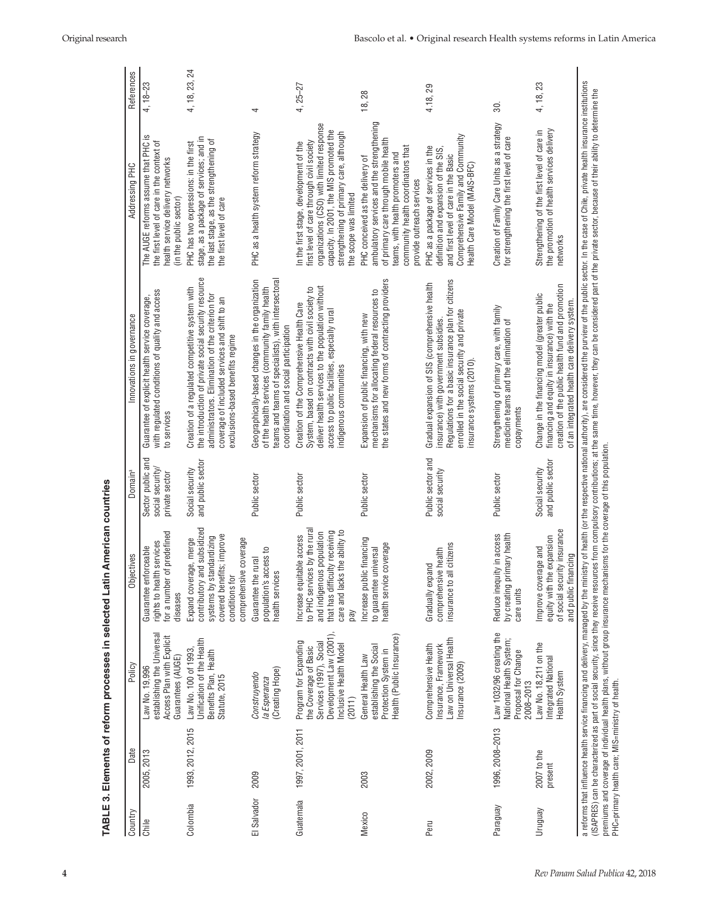**TABLE 3. Elements of reform processes in selected Latin American countries**

| Country | Date | Policy | Objectives | Domain[a] | Innovations in governance | Addressing PHC | References |
|---|---|---|---|---|---|---|---|
| Chile | 2005, 2013 | Law No. 19,996 establishing the Universal Access Plan with Explicit Guarantees (AUGE) | Guarantee enforceable rights to health services for a number of predefined diseases | Sector public and social security/ private sector | Guarantee of explicit health service coverage, with regulated conditions of quality and access to services | The AUGE reforms assume that PHC is the first level of care in the context of health service delivery networks (in the public sector) | 4, 18–23 |
| Colombia | 1993, 2012, 2015 | Law No. 100 of 1993, Unification of the Health Benefits Plan, Health Statute, 2015 | Expand coverage, merge contributory and subsidized systems by standardizing covered benefits; improve conditions for comprehensive coverage | Social security and public sector | Creation of a regulated competitive system with the introduction of private social security resource administrators. Elimination of the criterion for coverage of included services and shift to an exclusions-based benefits regime | PHC has two expressions: in the first stage, as a package of services; and in the last stage, as the strengthening of the first level of care | 4, 18, 23, 24 |
| El Salvador | 2009 | *Construyendo la Esperanza* (Creating Hope) | Guarantee the rural population's access to health services | Public sector | Geographically-based changes in the organization of the health services (community family health teams and teams of specialists), with intersectoral coordination and social participation | PHC as a health system reform strategy | 4 |
| Guatemala | 1997, 2001, 2011 | Program for Expanding the Coverage of Basic Services (1997), Social Development Law (2001), Inclusive Health Model (2011) | Increase equitable access to PHC services by the rural and indigenous population that has difficulty receiving care and lacks the ability to pay | Public sector | Creation of the Comprehensive Health Care System, based on contracts with civil society to deliver health services to the population without access to public facilities, especially rural indigenous communities | In the first stage, development of the first level of care through civil society organizations (CSO) with limited response capacity. In 2001, the MIS promoted the strengthening of primary care, although the scope was limited | 4, 25–27 |
| Mexico | 2003 | General Health Law establishing the Social Protection System in Health (Public Insurance) | Increase public financing to guarantee universal health service coverage | Public sector | Expansion of public financing, with new mechanisms for allocating federal resources to the states and new forms of contracting providers | PHC conceived as the delivery of ambulatory services and the strengthening of primary care through mobile health teams, with health promoters and community health coordinators that provide outreach services | 18, 28 |
| Peru | 2002, 2009 | Comprehensive Health Insurance, Framework Law on Universal Health Insurance (2009) | Gradually expand comprehensive health insurance to all citizens | Public sector and social security | Gradual expansion of SIS (comprehensive health insurance) with government subsidies. Regulations for a basic insurance plan for citizens enrolled in the social security and private insurance systems (2010). | PHC as a package of services in the definition and expansion of the SIS, and first level of care in the Basic Comprehensive Family and Community Health Care Model (MAIS-BFC) | 4.18, 29 |
| Paraguay | 1996, 2008–2013 | Law 1032/96 creating the National Health System; Proposal for Change 2008–2013 | Reduce inequity in access by creating primary health care units | Public sector | Strengthening of primary care, with family medicine teams and the elimination of copayments | Creation of Family Care Units as a strategy for strengthening the first level of care | 30. |
| Uruguay | 2007 to the present | Law No. 18,211 on the Integrated National Health System | Improve coverage and equity with the expansion of social security insurance and public financing | Social security and public sector | Change in the financing model (greater public financing and equity in insurance) with the creation of the public health fund and promotion of an integrated health care delivery system. | Strengthening of the first level of care in the promotion of health services delivery networks | 4, 18, 23 |

a reforms that influence health service financing and delivery, managed by the ministry of health (or the respective national authority), are considered the purview of the public sector. In the case of Chile, private health insurance institutions (ISAPRES) can be characterized as part of social security, since they receive resources from compulsory contributions; at the same time, however, they can be considered part of the private sector, because of their ability to determine the premiums and coverage of individual health plans, without group insurance mechanisms for the coverage of this population.

PHC=primary health care; MIS=ministry of health.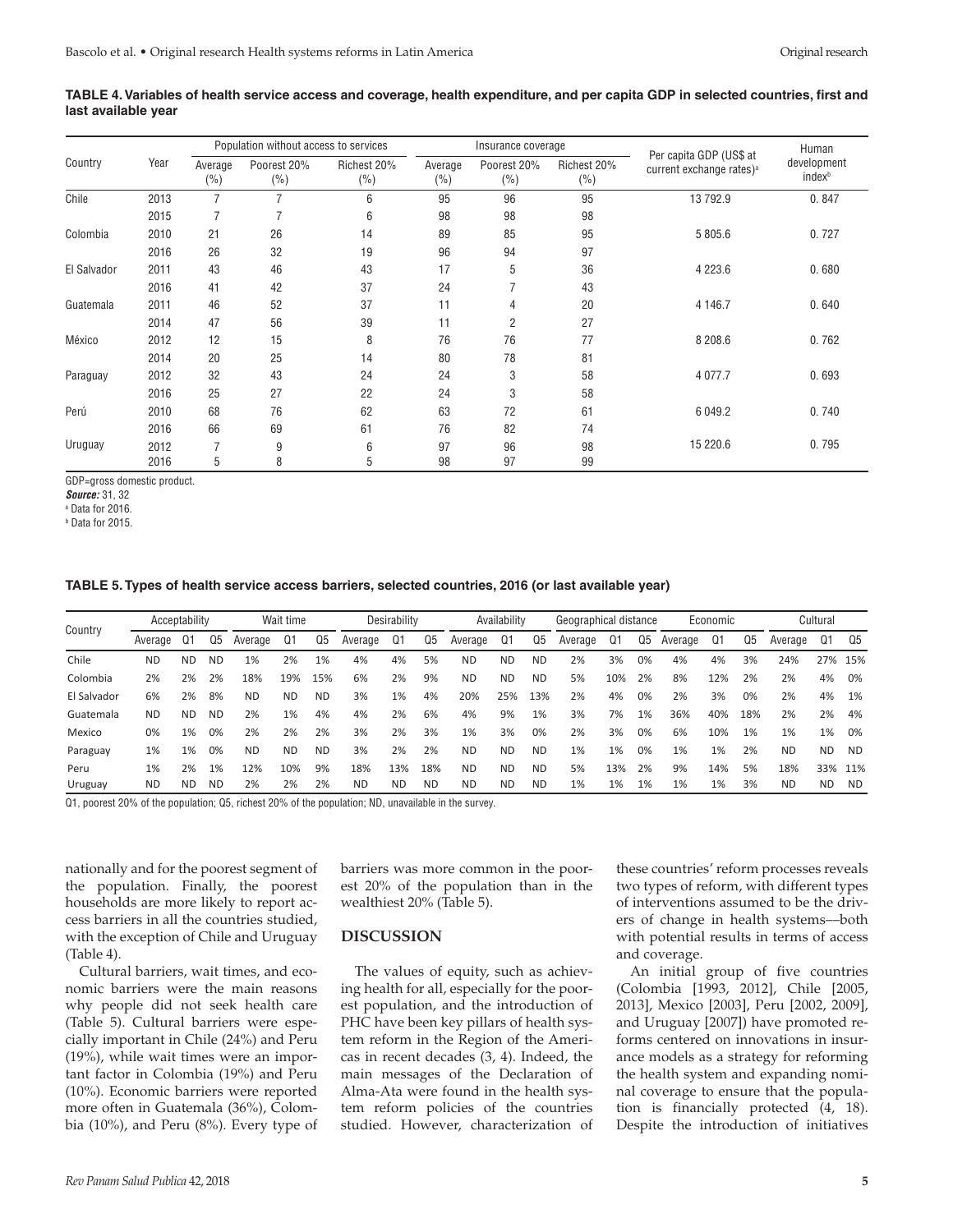**TABLE 4. Variables of health service access and coverage, health expenditure, and per capita GDP in selected countries, first and last available year**

| Country | Year | Population without access to services | | | Insurance coverage | | | Per capita GDP (US$ at current exchange rates)[a] | Human development index[b] |
|---|---|---|---|---|---|---|---|---|---|
| | | Average (%) | Poorest 20% (%) | Richest 20% (%) | Average (%) | Poorest 20% (%) | Richest 20% (%) | | |
| Chile | 2013 | 7 | 7 | 6 | 95 | 96 | 95 | 13 792.9 | 0. 847 |
| | 2015 | 7 | 7 | 6 | 98 | 98 | 98 | | |
| Colombia | 2010 | 21 | 26 | 14 | 89 | 85 | 95 | 5 805.6 | 0. 727 |
| | 2016 | 26 | 32 | 19 | 96 | 94 | 97 | | |
| El Salvador | 2011 | 43 | 46 | 43 | 17 | 5 | 36 | 4 223.6 | 0. 680 |
| | 2016 | 41 | 42 | 37 | 24 | 7 | 43 | | |
| Guatemala | 2011 | 46 | 52 | 37 | 11 | 4 | 20 | 4 146.7 | 0. 640 |
| | 2014 | 47 | 56 | 39 | 11 | 2 | 27 | | |
| México | 2012 | 12 | 15 | 8 | 76 | 76 | 77 | 8 208.6 | 0. 762 |
| | 2014 | 20 | 25 | 14 | 80 | 78 | 81 | | |
| Paraguay | 2012 | 32 | 43 | 24 | 24 | 3 | 58 | 4 077.7 | 0. 693 |
| | 2016 | 25 | 27 | 22 | 24 | 3 | 58 | | |
| Perú | 2010 | 68 | 76 | 62 | 63 | 72 | 61 | 6 049.2 | 0. 740 |
| | 2016 | 66 | 69 | 61 | 76 | 82 | 74 | | |
| Uruguay | 2012 | 7 | 9 | 6 | 97 | 96 | 98 | 15 220.6 | 0. 795 |
| | 2016 | 5 | 8 | 5 | 98 | 97 | 99 | | |

GDP=gross domestic product.

***Source:*** 31, 32

[a] Data for 2016.

[b] Data for 2015.

**TABLE 5. Types of health service access barriers, selected countries, 2016 (or last available year)**

| Country | Acceptability | | | Wait time | | | Desirability | | | Availability | | | Geographical distance | | | Economic | | | Cultural | | |
|---|---|---|---|---|---|---|---|---|---|---|---|---|---|---|---|---|---|---|---|---|---|
| | Average | Q1 | Q5 | Average | Q1 | Q5 | Average | Q1 | Q5 | Average | Q1 | Q5 | Average | Q1 | Q5 | Average | Q1 | Q5 | Average | Q1 | Q5 |
| Chile | ND | ND | ND | 1% | 2% | 1% | 4% | 4% | 5% | ND | ND | ND | 2% | 3% | 0% | 4% | 4% | 3% | 24% | 27% | 15% |
| Colombia | 2% | 2% | 2% | 18% | 19% | 15% | 6% | 2% | 9% | ND | ND | ND | 5% | 10% | 2% | 8% | 12% | 2% | 2% | 4% | 0% |
| El Salvador | 6% | 2% | 8% | ND | ND | ND | 3% | 1% | 4% | 20% | 25% | 13% | 2% | 4% | 0% | 2% | 3% | 0% | 2% | 4% | 1% |
| Guatemala | ND | ND | ND | 2% | 1% | 4% | 4% | 2% | 6% | 4% | 9% | 1% | 3% | 7% | 1% | 36% | 40% | 18% | 2% | 2% | 4% |
| Mexico | 0% | 1% | 0% | 2% | 2% | 2% | 3% | 2% | 3% | 1% | 3% | 0% | 2% | 3% | 0% | 6% | 10% | 1% | 1% | 1% | 0% |
| Paraguay | 1% | 1% | 0% | ND | ND | ND | 3% | 2% | 2% | ND | ND | ND | 1% | 1% | 0% | 1% | 1% | 2% | ND | ND | ND |
| Peru | 1% | 2% | 1% | 12% | 10% | 9% | 18% | 13% | 18% | ND | ND | ND | 5% | 13% | 2% | 9% | 14% | 5% | 18% | 33% | 11% |
| Uruguay | ND | ND | ND | 2% | 2% | 2% | ND | ND | ND | ND | ND | ND | 1% | 1% | 1% | 1% | 1% | 3% | ND | ND | ND |

Q1, poorest 20% of the population; Q5, richest 20% of the population; ND, unavailable in the survey.

nationally and for the poorest segment of the population. Finally, the poorest households are more likely to report access barriers in all the countries studied, with the exception of Chile and Uruguay (Table 4).

Cultural barriers, wait times, and economic barriers were the main reasons why people did not seek health care (Table 5). Cultural barriers were especially important in Chile (24%) and Peru (19%), while wait times were an important factor in Colombia (19%) and Peru (10%). Economic barriers were reported more often in Guatemala (36%), Colombia (10%), and Peru (8%). Every type of barriers was more common in the poorest 20% of the population than in the wealthiest 20% (Table 5).

## DISCUSSION

The values of equity, such as achieving health for all, especially for the poorest population, and the introduction of PHC have been key pillars of health system reform in the Region of the Americas in recent decades (3, 4). Indeed, the main messages of the Declaration of Alma-Ata were found in the health system reform policies of the countries studied. However, characterization of these countries' reform processes reveals two types of reform, with different types of interventions assumed to be the drivers of change in health systems—both with potential results in terms of access and coverage.

An initial group of five countries (Colombia [1993, 2012], Chile [2005, 2013], Mexico [2003], Peru [2002, 2009], and Uruguay [2007]) have promoted reforms centered on innovations in insurance models as a strategy for reforming the health system and expanding nominal coverage to ensure that the population is financially protected (4, 18). Despite the introduction of initiatives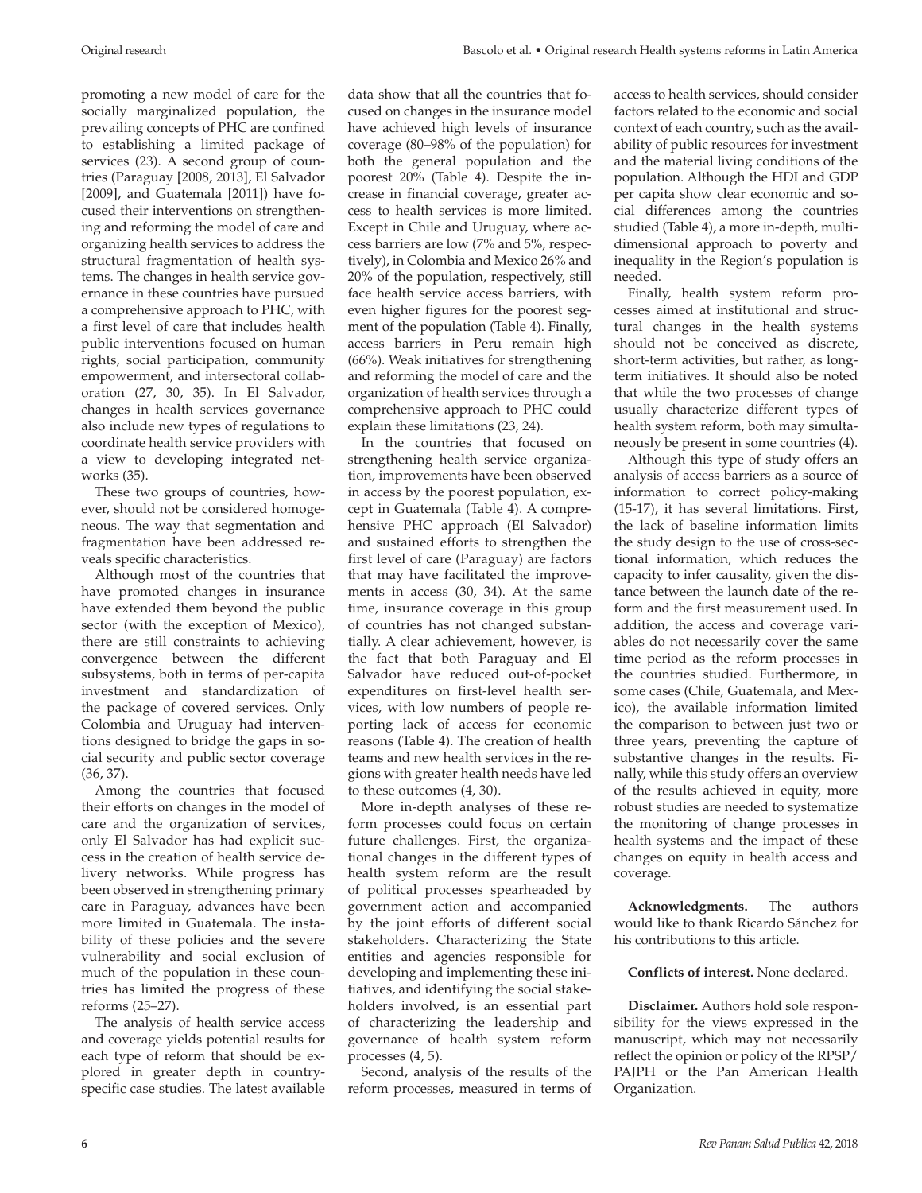promoting a new model of care for the socially marginalized population, the prevailing concepts of PHC are confined to establishing a limited package of services (23). A second group of countries (Paraguay [2008, 2013], El Salvador [2009], and Guatemala [2011]) have focused their interventions on strengthening and reforming the model of care and organizing health services to address the structural fragmentation of health systems. The changes in health service governance in these countries have pursued a comprehensive approach to PHC, with a first level of care that includes health public interventions focused on human rights, social participation, community empowerment, and intersectoral collaboration (27, 30, 35). In El Salvador, changes in health services governance also include new types of regulations to coordinate health service providers with a view to developing integrated networks (35).

These two groups of countries, however, should not be considered homogeneous. The way that segmentation and fragmentation have been addressed reveals specific characteristics.

Although most of the countries that have promoted changes in insurance have extended them beyond the public sector (with the exception of Mexico), there are still constraints to achieving convergence between the different subsystems, both in terms of per-capita investment and standardization of the package of covered services. Only Colombia and Uruguay had interventions designed to bridge the gaps in social security and public sector coverage (36, 37).

Among the countries that focused their efforts on changes in the model of care and the organization of services, only El Salvador has had explicit success in the creation of health service delivery networks. While progress has been observed in strengthening primary care in Paraguay, advances have been more limited in Guatemala. The instability of these policies and the severe vulnerability and social exclusion of much of the population in these countries has limited the progress of these reforms (25–27).

The analysis of health service access and coverage yields potential results for each type of reform that should be explored in greater depth in country-specific case studies. The latest available data show that all the countries that focused on changes in the insurance model have achieved high levels of insurance coverage (80–98% of the population) for both the general population and the poorest 20% (Table 4). Despite the increase in financial coverage, greater access to health services is more limited. Except in Chile and Uruguay, where access barriers are low (7% and 5%, respectively), in Colombia and Mexico 26% and 20% of the population, respectively, still face health service access barriers, with even higher figures for the poorest segment of the population (Table 4). Finally, access barriers in Peru remain high (66%). Weak initiatives for strengthening and reforming the model of care and the organization of health services through a comprehensive approach to PHC could explain these limitations (23, 24).

In the countries that focused on strengthening health service organization, improvements have been observed in access by the poorest population, except in Guatemala (Table 4). A comprehensive PHC approach (El Salvador) and sustained efforts to strengthen the first level of care (Paraguay) are factors that may have facilitated the improvements in access (30, 34). At the same time, insurance coverage in this group of countries has not changed substantially. A clear achievement, however, is the fact that both Paraguay and El Salvador have reduced out-of-pocket expenditures on first-level health services, with low numbers of people reporting lack of access for economic reasons (Table 4). The creation of health teams and new health services in the regions with greater health needs have led to these outcomes (4, 30).

More in-depth analyses of these reform processes could focus on certain future challenges. First, the organizational changes in the different types of health system reform are the result of political processes spearheaded by government action and accompanied by the joint efforts of different social stakeholders. Characterizing the State entities and agencies responsible for developing and implementing these initiatives, and identifying the social stakeholders involved, is an essential part of characterizing the leadership and governance of health system reform processes (4, 5).

Second, analysis of the results of the reform processes, measured in terms of access to health services, should consider factors related to the economic and social context of each country, such as the availability of public resources for investment and the material living conditions of the population. Although the HDI and GDP per capita show clear economic and social differences among the countries studied (Table 4), a more in-depth, multidimensional approach to poverty and inequality in the Region's population is needed.

Finally, health system reform processes aimed at institutional and structural changes in the health systems should not be conceived as discrete, short-term activities, but rather, as long-term initiatives. It should also be noted that while the two processes of change usually characterize different types of health system reform, both may simultaneously be present in some countries (4).

Although this type of study offers an analysis of access barriers as a source of information to correct policy-making (15-17), it has several limitations. First, the lack of baseline information limits the study design to the use of cross-sectional information, which reduces the capacity to infer causality, given the distance between the launch date of the reform and the first measurement used. In addition, the access and coverage variables do not necessarily cover the same time period as the reform processes in the countries studied. Furthermore, in some cases (Chile, Guatemala, and Mexico), the available information limited the comparison to between just two or three years, preventing the capture of substantive changes in the results. Finally, while this study offers an overview of the results achieved in equity, more robust studies are needed to systematize the monitoring of change processes in health systems and the impact of these changes on equity in health access and coverage.

**Acknowledgments.** The authors would like to thank Ricardo Sánchez for his contributions to this article.

**Conflicts of interest.** None declared.

**Disclaimer.** Authors hold sole responsibility for the views expressed in the manuscript, which may not necessarily reflect the opinion or policy of the RPSP/PAJPH or the Pan American Health Organization.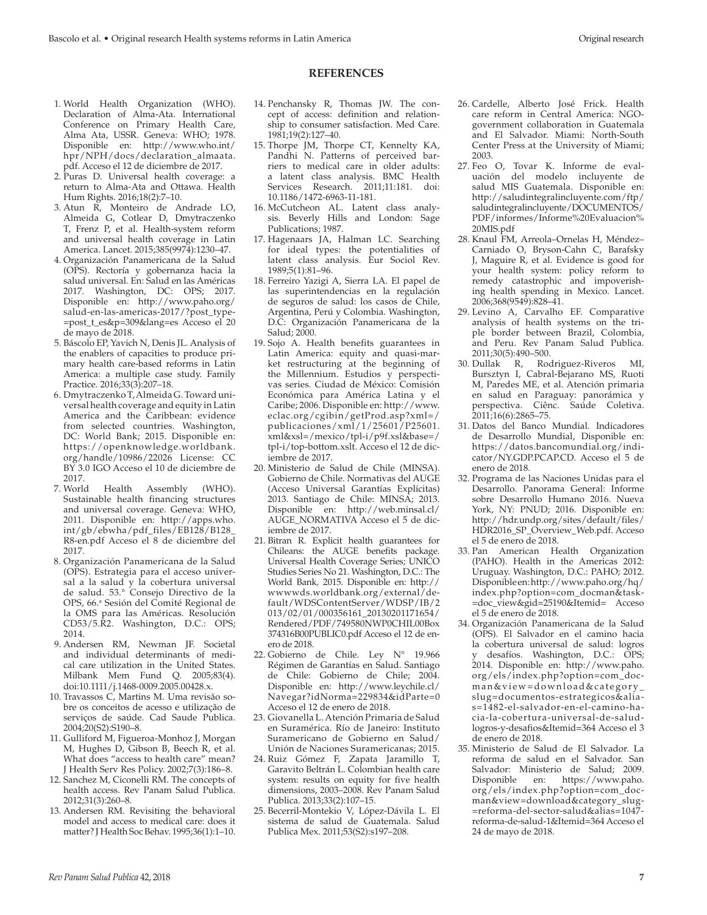## REFERENCES

1. World Health Organization (WHO). Declaration of Alma-Ata. International Conference on Primary Health Care, Alma Ata, USSR. Geneva: WHO; 1978. Disponible en: http://www.who.int/hpr/NPH/docs/declaration_almaata.pdf. Acceso el 12 de diciembre de 2017.
2. Puras D. Universal health coverage: a return to Alma-Ata and Ottawa. Health Hum Rights. 2016;18(2):7–10.
3. Atun R, Monteiro de Andrade LO, Almeida G, Cotlear D, Dmytraczenko T, Frenz P, et al. Health-system reform and universal health coverage in Latin America. Lancet. 2015;385(9974):1230–47.
4. Organización Panamericana de la Salud (OPS). Rectoría y gobernanza hacia la salud universal. En: Salud en las Américas 2017. Washington, DC: OPS; 2017. Disponible en: http://www.paho.org/salud-en-las-americas-2017/?post_type=post_t_es&p=309&lang=es Acceso el 20 de mayo de 2018.
5. Báscolo EP, Yavich N, Denis JL. Analysis of the enablers of capacities to produce primary health care-based reforms in Latin America: a multiple case study. Family Practice. 2016;33(3):207–18.
6. Dmytraczenko T, Almeida G. Toward universal health coverage and equity in Latin America and the Caribbean: evidence from selected countries. Washington, DC: World Bank; 2015. Disponible en: https://openknowledge.worldbank.org/handle/10986/22026 License: CC BY 3.0 IGO Acceso el 10 de diciembre de 2017.
7. World Health Assembly (WHO). Sustainable health financing structures and universal coverage. Geneva: WHO, 2011. Disponible en: http://apps.who.int/gb/ebwha/pdf_files/EB128/B128_R8-en.pdf Acceso el 8 de diciembre del 2017.
8. Organización Panamericana de la Salud (OPS). Estrategia para el acceso universal a la salud y la cobertura universal de salud. 53.° Consejo Directivo de la OPS, 66.ª Sesión del Comité Regional de la OMS para las Américas. Resolución CD53/5.R2. Washington, D.C.: OPS; 2014.
9. Andersen RM, Newman JF. Societal and individual determinants of medical care utilization in the United States. Milbank Mem Fund Q. 2005;83(4). doi:10.1111/j.1468-0009.2005.00428.x.
10. Travassos C, Martins M. Uma revisão sobre os conceitos de acesso e utilização de serviços de saúde. Cad Saude Publica. 2004;20(S2):S190–8.
11. Gulliford M, Figueroa-Monhoz J, Morgan M, Hughes D, Gibson B, Beech R, et al. What does "access to health care" mean? J Health Serv Res Policy. 2002;7(3):186–8.
12. Sanchez M, Ciconelli RM. The concepts of health access. Rev Panam Salud Publica. 2012;31(3):260–8.
13. Andersen RM. Revisiting the behavioral model and access to medical care: does it matter? J Health Soc Behav. 1995;36(1):1–10.
14. Penchansky R, Thomas JW. The concept of access: definition and relationship to consumer satisfaction. Med Care. 1981;19(2):127–40.
15. Thorpe JM, Thorpe CT, Kennelty KA, Pandhi N. Patterns of perceived barriers to medical care in older adults: a latent class analysis. BMC Health Services Research. 2011;11:181. doi: 10.1186/1472-6963-11-181.
16. McCutcheon AL. Latent class analysis. Beverly Hills and London: Sage Publications; 1987.
17. Hagenaars JA, Halman LC. Searching for ideal types: the potentialities of latent class analysis. Eur Sociol Rev. 1989;5(1):81–96.
18. Ferreiro Yazigi A, Sierra LA. El papel de las superintendencias en la regulación de seguros de salud: los casos de Chile, Argentina, Perú y Colombia. Washington, D.C: Organización Panamericana de la Salud; 2000.
19. Sojo A. Health benefits guarantees in Latin America: equity and quasi-market restructuring at the beginning of the Millennium. Estudios y perspectivas series. Ciudad de México: Comisión Económica para América Latina y el Caribe; 2006. Disponible en: http://www.eclac.org/cgibin/getProd.asp?xml=/publicaciones/xml/1/25601/P25601.xml&xsl=/mexico/tpl-i/p9f.xsl&base=/tpl-i/top-bottom.xslt. Acceso el 12 de diciembre de 2017.
20. Ministerio de Salud de Chile (MINSA). Gobierno de Chile. Normativas del AUGE (Acceso Universal Garantías Explícitas) 2013. Santiago de Chile: MINSA; 2013. Disponible en: http://web.minsal.cl/AUGE_NORMATIVA Acceso el 5 de diciembre de 2017.
21. Bitran R. Explicit health guarantees for Chileans: the AUGE benefits package. Universal Health Coverage Series; UNICO Studies Series No 21. Washington, D.C.: The World Bank, 2015. Disponible en: http://wwwwds.worldbank.org/external/default/WDSContentServer/WDSP/IB/2013/02/01/000356161_20130201171654/Rendered/PDF/749580NWP0CHIL00Box374316B00PUBLIC0.pdf Acceso el 12 de enero de 2018.
22. Gobierno de Chile. Ley N° 19.966 Régimen de Garantías en Salud. Santiago de Chile: Gobierno de Chile; 2004. Disponible en: http://www.leychile.cl/Navegar?idNorma=229834&idParte=0 Acceso el 12 de enero de 2018.
23. Giovanella L. Atención Primaria de Salud en Suramérica. Río de Janeiro: Instituto Suramericano de Gobierno en Salud/Unión de Naciones Suramericanas; 2015.
24. Ruiz Gómez F, Zapata Jaramillo T, Garavito Beltrán L. Colombian health care system: results on equity for five health dimensions, 2003–2008. Rev Panam Salud Publica. 2013;33(2):107–15.
25. Becerril-Montekio V, López-Dávila L. El sistema de salud de Guatemala. Salud Publica Mex. 2011;53(S2):s197–208.
26. Cardelle, Alberto José Frick. Health care reform in Central America: NGO-government collaboration in Guatemala and El Salvador. Miami: North-South Center Press at the University of Miami; 2003.
27. Feo O, Tovar K. Informe de evaluación del modelo incluyente de salud MIS Guatemala. Disponible en: http://saludintegralincluyente.com/ftp/saludintegralincluyente/DOCUMENTOS/PDF/informes/Informe%20Evaluacion%20MIS.pdf
28. Knaul FM, Arreola–Ornelas H, Méndez–Carniado O, Bryson-Cahn C, Barafsky J, Maguire R, et al. Evidence is good for your health system: policy reform to remedy catastrophic and impoverishing health spending in Mexico. Lancet. 2006;368(9549):828–41.
29. Levino A, Carvalho EF. Comparative analysis of health systems on the triple border between Brazil, Colombia, and Peru. Rev Panam Salud Publica. 2011;30(5):490–500.
30. Dullak R, Rodriguez-Riveros MI, Bursztyn I, Cabral-Bejarano MS, Ruoti M, Paredes ME, et al. Atención primaria en salud en Paraguay: panorámica y perspectiva. Ciênc. Saúde Coletiva. 2011;16(6):2865–75.
31. Datos del Banco Mundial. Indicadores de Desarrollo Mundial, Disponible en: https://datos.bancomundial.org/indicator/NY.GDP.PCAP.CD. Acceso el 5 de enero de 2018.
32. Programa de las Naciones Unidas para el Desarrollo. Panorama General: Informe sobre Desarrollo Humano 2016. Nueva York, NY: PNUD; 2016. Disponible en: http://hdr.undp.org/sites/default/files/HDR2016_SP_Overview_Web.pdf. Acceso el 5 de enero de 2018.
33. Pan American Health Organization (PAHO). Health in the Americas 2012: Uruguay. Washington, D.C.: PAHO; 2012. Disponible en: http://www.paho.org/hq/index.php?option=com_docman&task=doc_view&gid=25190&Itemid= Acceso el 5 de enero de 2018.
34. Organización Panamericana de la Salud (OPS). El Salvador en el camino hacia la cobertura universal de salud: logros y desafíos. Washington, D.C.: OPS; 2014. Disponible en: http://www.paho.org/els/index.php?option=com_docman&view=download&category_slug=documentos-estrategicos&alias=1482-el-salvador-en-el-camino-hacia-la-cobertura-universal-de-salud-logros-y-desafios&Itemid=364 Acceso el 3 de enero de 2018.
35. Ministerio de Salud de El Salvador. La reforma de salud en el Salvador. San Salvador: Ministerio de Salud; 2009. Disponible en: https://www.paho.org/els/index.php?option=com_docman&view=download&category_slug=reforma-del-sector-salud&alias=1047-reforma-de-salud-1&Itemid=364 Acceso el 24 de mayo de 2018.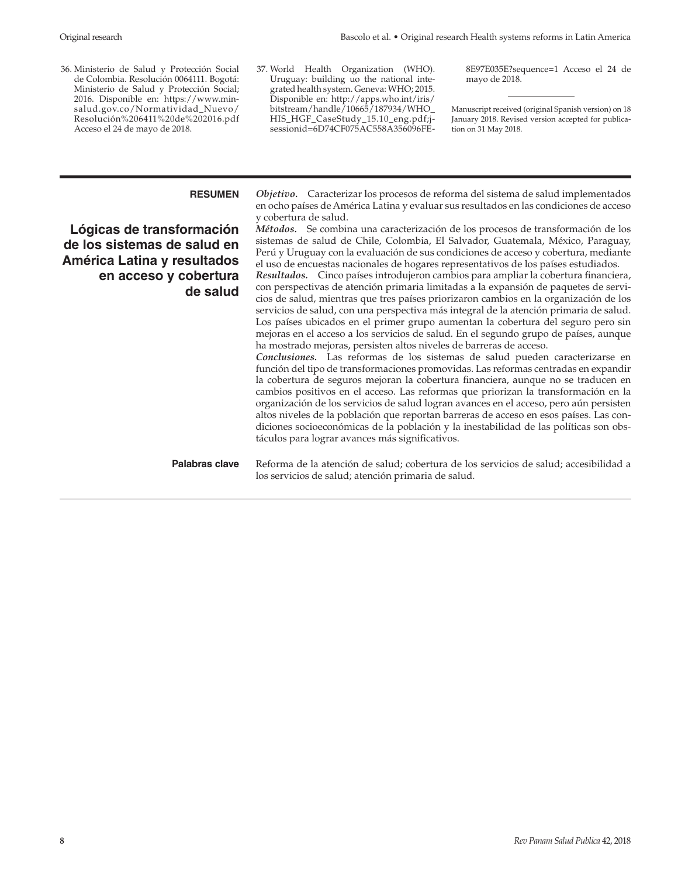36. Ministerio de Salud y Protección Social de Colombia. Resolución 0064111. Bogotá: Ministerio de Salud y Protección Social; 2016. Disponible en: https://www.minsalud.gov.co/Normatividad_Nuevo/Resolución%206411%20de%202016.pdf Acceso el 24 de mayo de 2018.
37. World Health Organization (WHO). Uruguay: building uo the national integrated health system. Geneva: WHO; 2015. Disponible en: http://apps.who.int/iris/bitstream/handle/10665/187934/WHO_HIS_HGF_CaseStudy_15.10_eng.pdf;jsessionid=6D74CF075AC558A356096FE8E97E035E?sequence=1 Acceso el 24 de mayo de 2018.

---

Manuscript received (original Spanish version) on 18 January 2018. Revised version accepted for publication on 31 May 2018.

---

**RESUMEN**

## Lógicas de transformación de los sistemas de salud en América Latina y resultados en acceso y cobertura de salud

***Objetivo.*** Caracterizar los procesos de reforma del sistema de salud implementados en ocho países de América Latina y evaluar sus resultados en las condiciones de acceso y cobertura de salud.

***Métodos.*** Se combina una caracterización de los procesos de transformación de los sistemas de salud de Chile, Colombia, El Salvador, Guatemala, México, Paraguay, Perú y Uruguay con la evaluación de sus condiciones de acceso y cobertura, mediante el uso de encuestas nacionales de hogares representativos de los países estudiados.

***Resultados.*** Cinco países introdujeron cambios para ampliar la cobertura financiera, con perspectivas de atención primaria limitadas a la expansión de paquetes de servicios de salud, mientras que tres países priorizaron cambios en la organización de los servicios de salud, con una perspectiva más integral de la atención primaria de salud. Los países ubicados en el primer grupo aumentan la cobertura del seguro pero sin mejoras en el acceso a los servicios de salud. En el segundo grupo de países, aunque ha mostrado mejoras, persisten altos niveles de barreras de acceso.

***Conclusiones.*** Las reformas de los sistemas de salud pueden caracterizarse en función del tipo de transformaciones promovidas. Las reformas centradas en expandir la cobertura de seguros mejoran la cobertura financiera, aunque no se traducen en cambios positivos en el acceso. Las reformas que priorizan la transformación en la organización de los servicios de salud logran avances en el acceso, pero aún persisten altos niveles de la población que reportan barreras de acceso en esos países. Las condiciones socioeconómicas de la población y la inestabilidad de las políticas son obstáculos para lograr avances más significativos.

**Palabras clave** Reforma de la atención de salud; cobertura de los servicios de salud; accesibilidad a los servicios de salud; atención primaria de salud.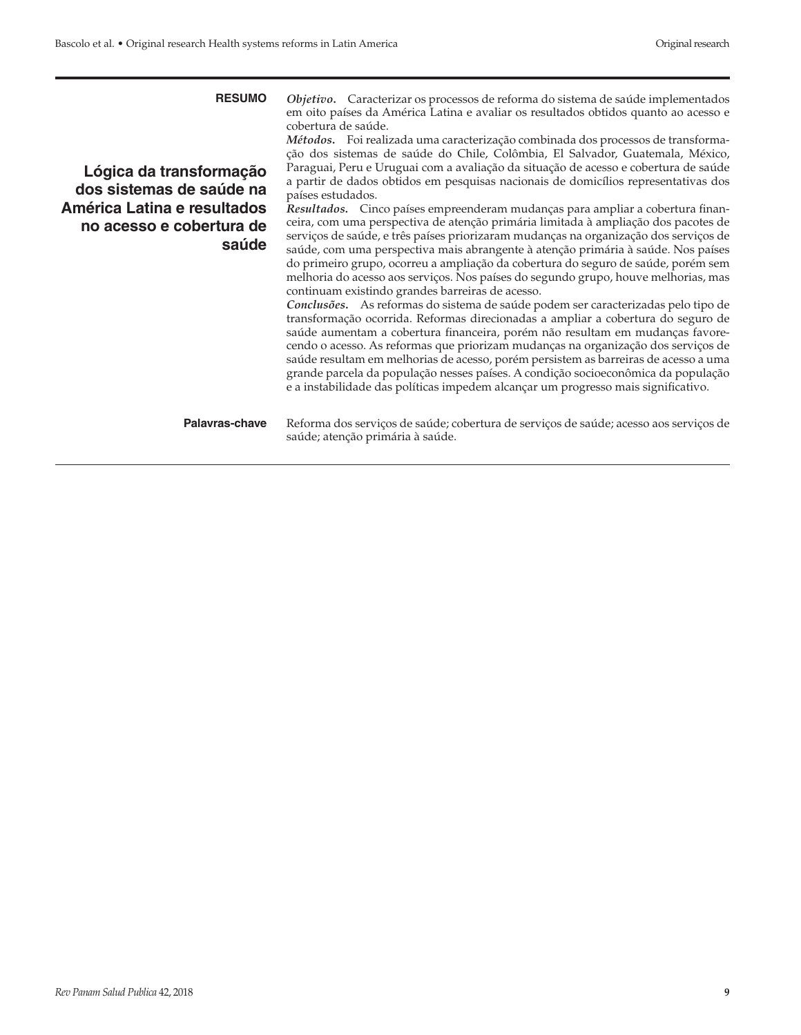## RESUMO

# Lógica da transformação dos sistemas de saúde na América Latina e resultados no acesso e cobertura de saúde

***Objetivo.*** Caracterizar os processos de reforma do sistema de saúde implementados em oito países da América Latina e avaliar os resultados obtidos quanto ao acesso e cobertura de saúde.

***Métodos.*** Foi realizada uma caracterização combinada dos processos de transformação dos sistemas de saúde do Chile, Colômbia, El Salvador, Guatemala, México, Paraguai, Peru e Uruguai com a avaliação da situação de acesso e cobertura de saúde a partir de dados obtidos em pesquisas nacionais de domicílios representativas dos países estudados.

***Resultados.*** Cinco países empreenderam mudanças para ampliar a cobertura financeira, com uma perspectiva de atenção primária limitada à ampliação dos pacotes de serviços de saúde, e três países priorizaram mudanças na organização dos serviços de saúde, com uma perspectiva mais abrangente à atenção primária à saúde. Nos países do primeiro grupo, ocorreu a ampliação da cobertura do seguro de saúde, porém sem melhoria do acesso aos serviços. Nos países do segundo grupo, houve melhorias, mas continuam existindo grandes barreiras de acesso.

***Conclusões.*** As reformas do sistema de saúde podem ser caracterizadas pelo tipo de transformação ocorrida. Reformas direcionadas a ampliar a cobertura do seguro de saúde aumentam a cobertura financeira, porém não resultam em mudanças favorecendo o acesso. As reformas que priorizam mudanças na organização dos serviços de saúde resultam em melhorias de acesso, porém persistem as barreiras de acesso a uma grande parcela da população nesses países. A condição socioeconômica da população e a instabilidade das políticas impedem alcançar um progresso mais significativo.

**Palavras-chave** Reforma dos serviços de saúde; cobertura de serviços de saúde; acesso aos serviços de saúde; atenção primária à saúde.